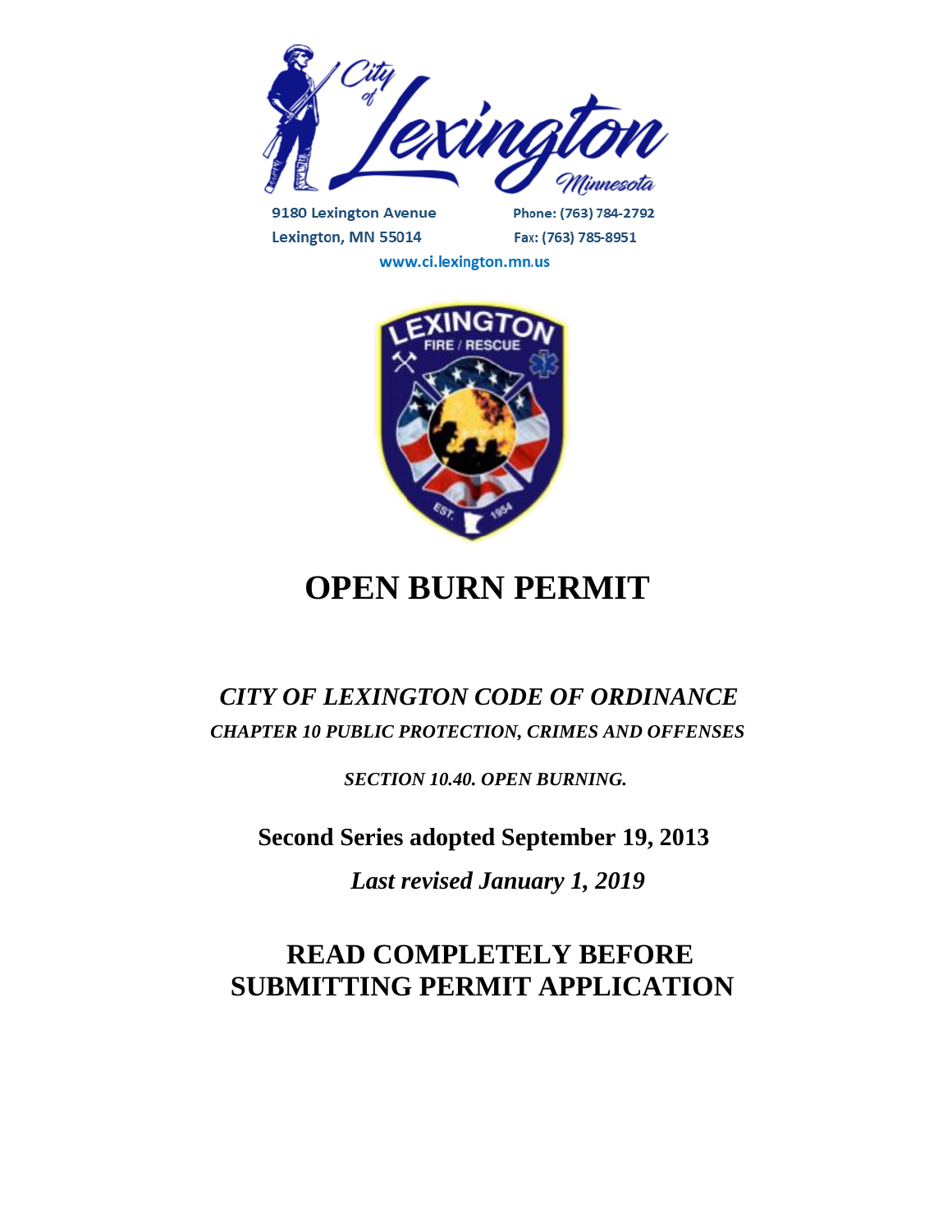City of Lexington Minnesota

9180 Lexington Avenue
Lexington, MN 55014

Phone: (763) 784-2792
Fax: (763) 785-8951

www.ci.lexington.mn.us

LEXINGTON FIRE / RESCUE EST. 1954

# OPEN BURN PERMIT

## *CITY OF LEXINGTON CODE OF ORDINANCE*

### *CHAPTER 10 PUBLIC PROTECTION, CRIMES AND OFFENSES*

*SECTION 10.40. OPEN BURNING.*

**Second Series adopted September 19, 2013**

***Last revised January 1, 2019***

## READ COMPLETELY BEFORE SUBMITTING PERMIT APPLICATION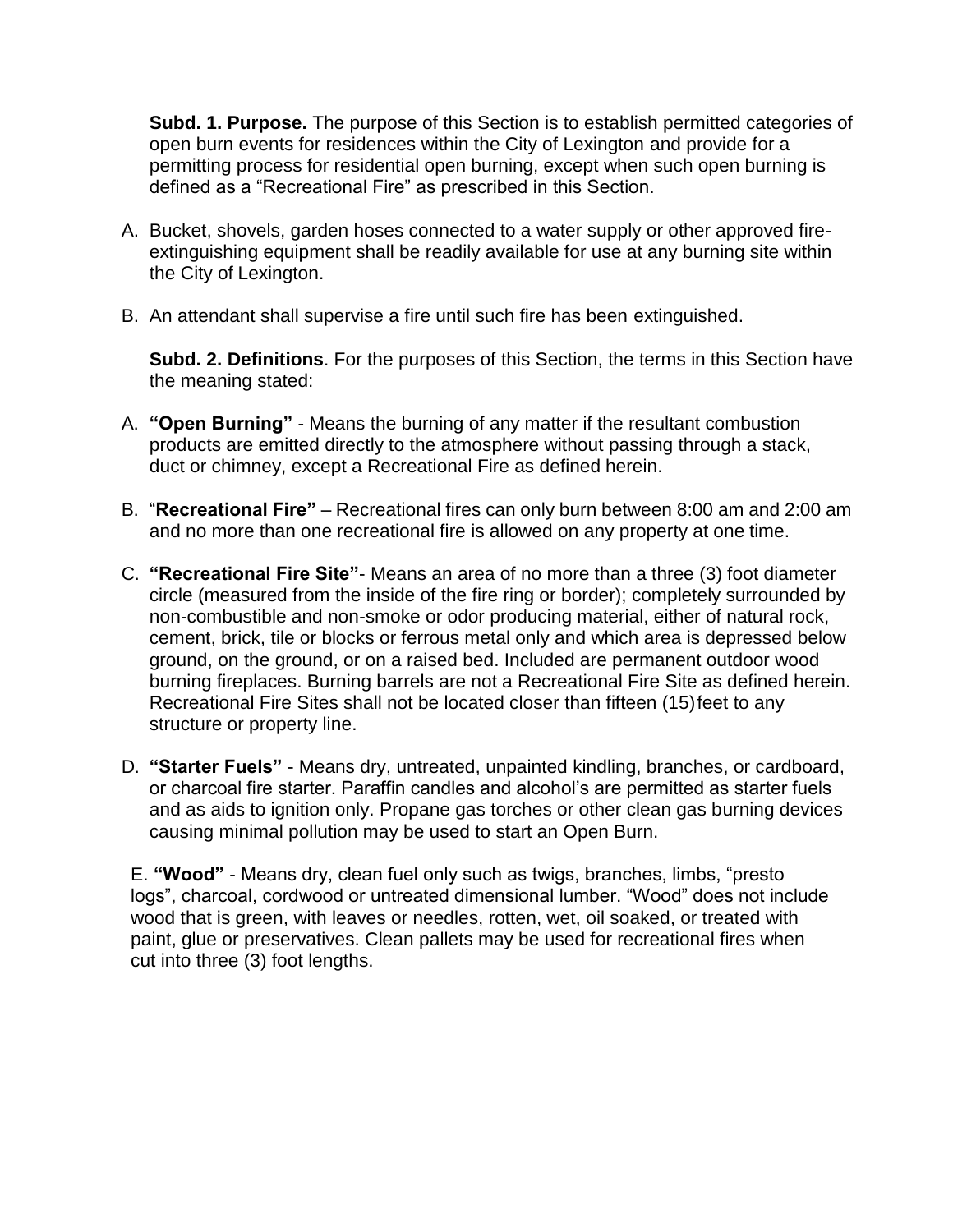**Subd. 1. Purpose.** The purpose of this Section is to establish permitted categories of open burn events for residences within the City of Lexington and provide for a permitting process for residential open burning, except when such open burning is defined as a "Recreational Fire" as prescribed in this Section.

A. Bucket, shovels, garden hoses connected to a water supply or other approved fire-extinguishing equipment shall be readily available for use at any burning site within the City of Lexington.

B. An attendant shall supervise a fire until such fire has been extinguished.

**Subd. 2. Definitions**. For the purposes of this Section, the terms in this Section have the meaning stated:

A. **"Open Burning"** - Means the burning of any matter if the resultant combustion products are emitted directly to the atmosphere without passing through a stack, duct or chimney, except a Recreational Fire as defined herein.

B. "**Recreational Fire"** – Recreational fires can only burn between 8:00 am and 2:00 am and no more than one recreational fire is allowed on any property at one time.

C. **"Recreational Fire Site"**- Means an area of no more than a three (3) foot diameter circle (measured from the inside of the fire ring or border); completely surrounded by non-combustible and non-smoke or odor producing material, either of natural rock, cement, brick, tile or blocks or ferrous metal only and which area is depressed below ground, on the ground, or on a raised bed. Included are permanent outdoor wood burning fireplaces. Burning barrels are not a Recreational Fire Site as defined herein. Recreational Fire Sites shall not be located closer than fifteen (15) feet to any structure or property line.

D. **"Starter Fuels"** - Means dry, untreated, unpainted kindling, branches, or cardboard, or charcoal fire starter. Paraffin candles and alcohol's are permitted as starter fuels and as aids to ignition only. Propane gas torches or other clean gas burning devices causing minimal pollution may be used to start an Open Burn.

E. **"Wood"** - Means dry, clean fuel only such as twigs, branches, limbs, "presto logs", charcoal, cordwood or untreated dimensional lumber. "Wood" does not include wood that is green, with leaves or needles, rotten, wet, oil soaked, or treated with paint, glue or preservatives. Clean pallets may be used for recreational fires when cut into three (3) foot lengths.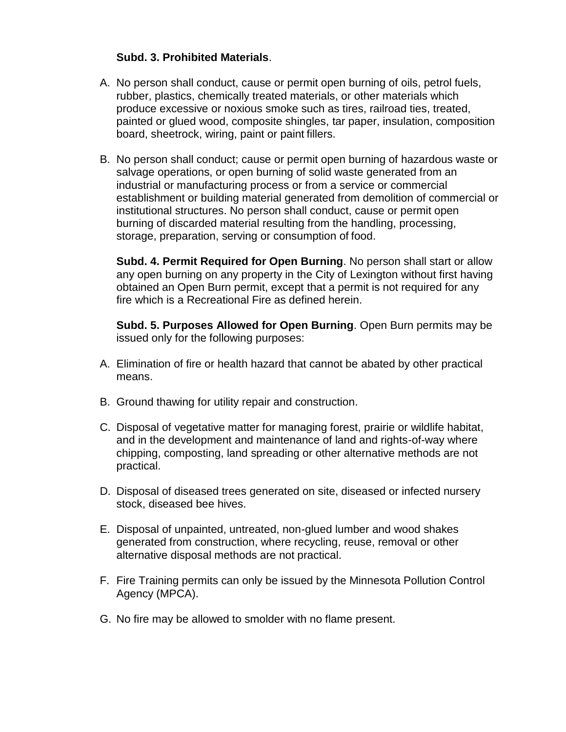**Subd. 3. Prohibited Materials**.

A. No person shall conduct, cause or permit open burning of oils, petrol fuels, rubber, plastics, chemically treated materials, or other materials which produce excessive or noxious smoke such as tires, railroad ties, treated, painted or glued wood, composite shingles, tar paper, insulation, composition board, sheetrock, wiring, paint or paint fillers.

B. No person shall conduct; cause or permit open burning of hazardous waste or salvage operations, or open burning of solid waste generated from an industrial or manufacturing process or from a service or commercial establishment or building material generated from demolition of commercial or institutional structures. No person shall conduct, cause or permit open burning of discarded material resulting from the handling, processing, storage, preparation, serving or consumption of food.

**Subd. 4. Permit Required for Open Burning**. No person shall start or allow any open burning on any property in the City of Lexington without first having obtained an Open Burn permit, except that a permit is not required for any fire which is a Recreational Fire as defined herein.

**Subd. 5. Purposes Allowed for Open Burning**. Open Burn permits may be issued only for the following purposes:

A. Elimination of fire or health hazard that cannot be abated by other practical means.

B. Ground thawing for utility repair and construction.

C. Disposal of vegetative matter for managing forest, prairie or wildlife habitat, and in the development and maintenance of land and rights-of-way where chipping, composting, land spreading or other alternative methods are not practical.

D. Disposal of diseased trees generated on site, diseased or infected nursery stock, diseased bee hives.

E. Disposal of unpainted, untreated, non-glued lumber and wood shakes generated from construction, where recycling, reuse, removal or other alternative disposal methods are not practical.

F. Fire Training permits can only be issued by the Minnesota Pollution Control Agency (MPCA).

G. No fire may be allowed to smolder with no flame present.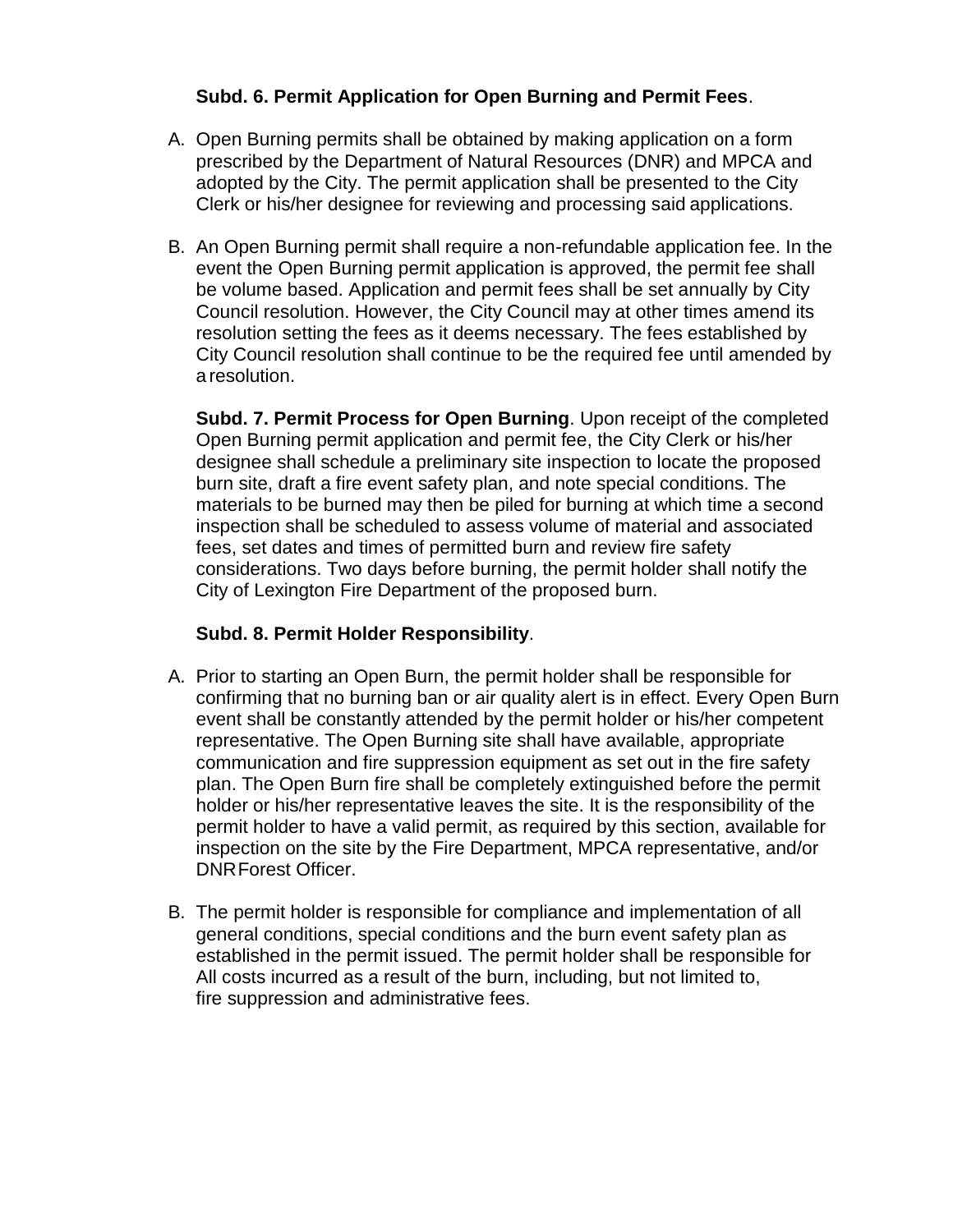**Subd. 6. Permit Application for Open Burning and Permit Fees**.

A. Open Burning permits shall be obtained by making application on a form prescribed by the Department of Natural Resources (DNR) and MPCA and adopted by the City. The permit application shall be presented to the City Clerk or his/her designee for reviewing and processing said applications.

B. An Open Burning permit shall require a non-refundable application fee. In the event the Open Burning permit application is approved, the permit fee shall be volume based. Application and permit fees shall be set annually by City Council resolution. However, the City Council may at other times amend its resolution setting the fees as it deems necessary. The fees established by City Council resolution shall continue to be the required fee until amended by a resolution.

**Subd. 7. Permit Process for Open Burning**. Upon receipt of the completed Open Burning permit application and permit fee, the City Clerk or his/her designee shall schedule a preliminary site inspection to locate the proposed burn site, draft a fire event safety plan, and note special conditions. The materials to be burned may then be piled for burning at which time a second inspection shall be scheduled to assess volume of material and associated fees, set dates and times of permitted burn and review fire safety considerations. Two days before burning, the permit holder shall notify the City of Lexington Fire Department of the proposed burn.

**Subd. 8. Permit Holder Responsibility**.

A. Prior to starting an Open Burn, the permit holder shall be responsible for confirming that no burning ban or air quality alert is in effect. Every Open Burn event shall be constantly attended by the permit holder or his/her competent representative. The Open Burning site shall have available, appropriate communication and fire suppression equipment as set out in the fire safety plan. The Open Burn fire shall be completely extinguished before the permit holder or his/her representative leaves the site. It is the responsibility of the permit holder to have a valid permit, as required by this section, available for inspection on the site by the Fire Department, MPCA representative, and/or DNR Forest Officer.

B. The permit holder is responsible for compliance and implementation of all general conditions, special conditions and the burn event safety plan as established in the permit issued. The permit holder shall be responsible for All costs incurred as a result of the burn, including, but not limited to, fire suppression and administrative fees.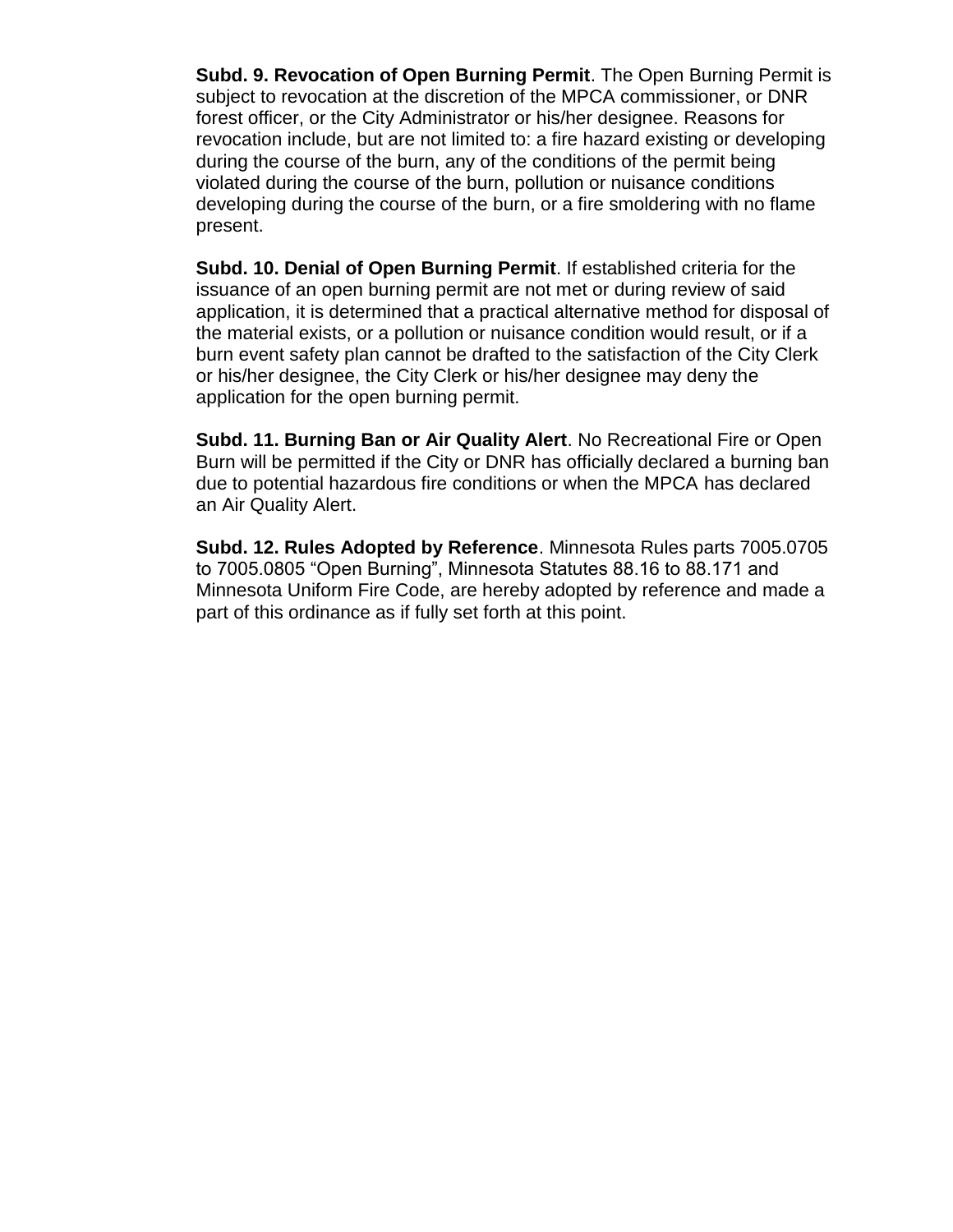**Subd. 9. Revocation of Open Burning Permit**. The Open Burning Permit is subject to revocation at the discretion of the MPCA commissioner, or DNR forest officer, or the City Administrator or his/her designee. Reasons for revocation include, but are not limited to: a fire hazard existing or developing during the course of the burn, any of the conditions of the permit being violated during the course of the burn, pollution or nuisance conditions developing during the course of the burn, or a fire smoldering with no flame present.

**Subd. 10. Denial of Open Burning Permit**. If established criteria for the issuance of an open burning permit are not met or during review of said application, it is determined that a practical alternative method for disposal of the material exists, or a pollution or nuisance condition would result, or if a burn event safety plan cannot be drafted to the satisfaction of the City Clerk or his/her designee, the City Clerk or his/her designee may deny the application for the open burning permit.

**Subd. 11. Burning Ban or Air Quality Alert**. No Recreational Fire or Open Burn will be permitted if the City or DNR has officially declared a burning ban due to potential hazardous fire conditions or when the MPCA has declared an Air Quality Alert.

**Subd. 12. Rules Adopted by Reference**. Minnesota Rules parts 7005.0705 to 7005.0805 “Open Burning”, Minnesota Statutes 88.16 to 88.171 and Minnesota Uniform Fire Code, are hereby adopted by reference and made a part of this ordinance as if fully set forth at this point.